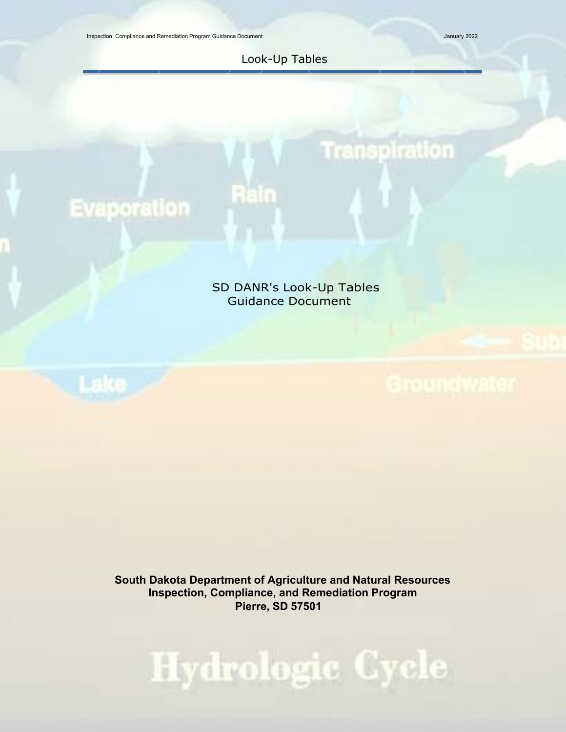# Look-Up Tables

SD DANR's Look-Up Tables
Guidance Document

**South Dakota Department of Agriculture and Natural Resources**
**Inspection, Compliance, and Remediation Program**
**Pierre, SD 57501**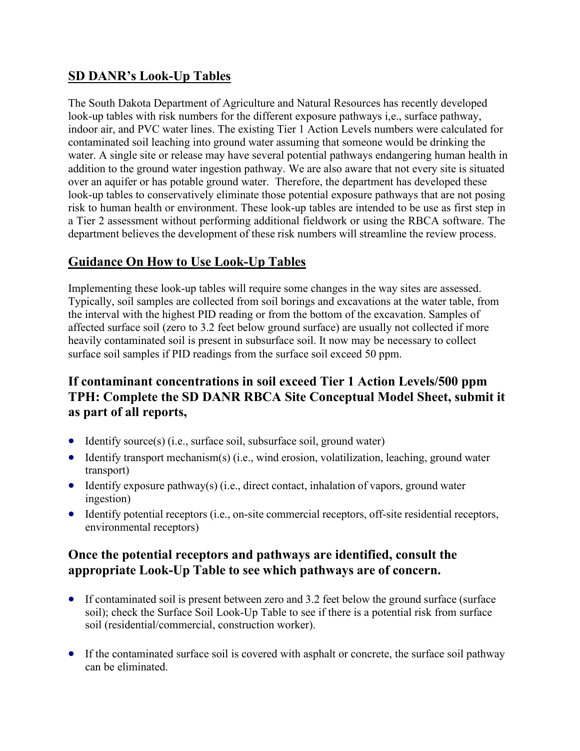## SD DANR's Look-Up Tables

The South Dakota Department of Agriculture and Natural Resources has recently developed look-up tables with risk numbers for the different exposure pathways i,e., surface pathway, indoor air, and PVC water lines. The existing Tier 1 Action Levels numbers were calculated for contaminated soil leaching into ground water assuming that someone would be drinking the water. A single site or release may have several potential pathways endangering human health in addition to the ground water ingestion pathway. We are also aware that not every site is situated over an aquifer or has potable ground water. Therefore, the department has developed these look-up tables to conservatively eliminate those potential exposure pathways that are not posing risk to human health or environment. These look-up tables are intended to be use as first step in a Tier 2 assessment without performing additional fieldwork or using the RBCA software. The department believes the development of these risk numbers will streamline the review process.

## Guidance On How to Use Look-Up Tables

Implementing these look-up tables will require some changes in the way sites are assessed. Typically, soil samples are collected from soil borings and excavations at the water table, from the interval with the highest PID reading or from the bottom of the excavation. Samples of affected surface soil (zero to 3.2 feet below ground surface) are usually not collected if more heavily contaminated soil is present in subsurface soil. It now may be necessary to collect surface soil samples if PID readings from the surface soil exceed 50 ppm.

### If contaminant concentrations in soil exceed Tier 1 Action Levels/500 ppm TPH: Complete the SD DANR RBCA Site Conceptual Model Sheet, submit it as part of all reports,

- Identify source(s) (i.e., surface soil, subsurface soil, ground water)
- Identify transport mechanism(s) (i.e., wind erosion, volatilization, leaching, ground water transport)
- Identify exposure pathway(s) (i.e., direct contact, inhalation of vapors, ground water ingestion)
- Identify potential receptors (i.e., on-site commercial receptors, off-site residential receptors, environmental receptors)

### Once the potential receptors and pathways are identified, consult the appropriate Look-Up Table to see which pathways are of concern.

- If contaminated soil is present between zero and 3.2 feet below the ground surface (surface soil); check the Surface Soil Look-Up Table to see if there is a potential risk from surface soil (residential/commercial, construction worker).

- If the contaminated surface soil is covered with asphalt or concrete, the surface soil pathway can be eliminated.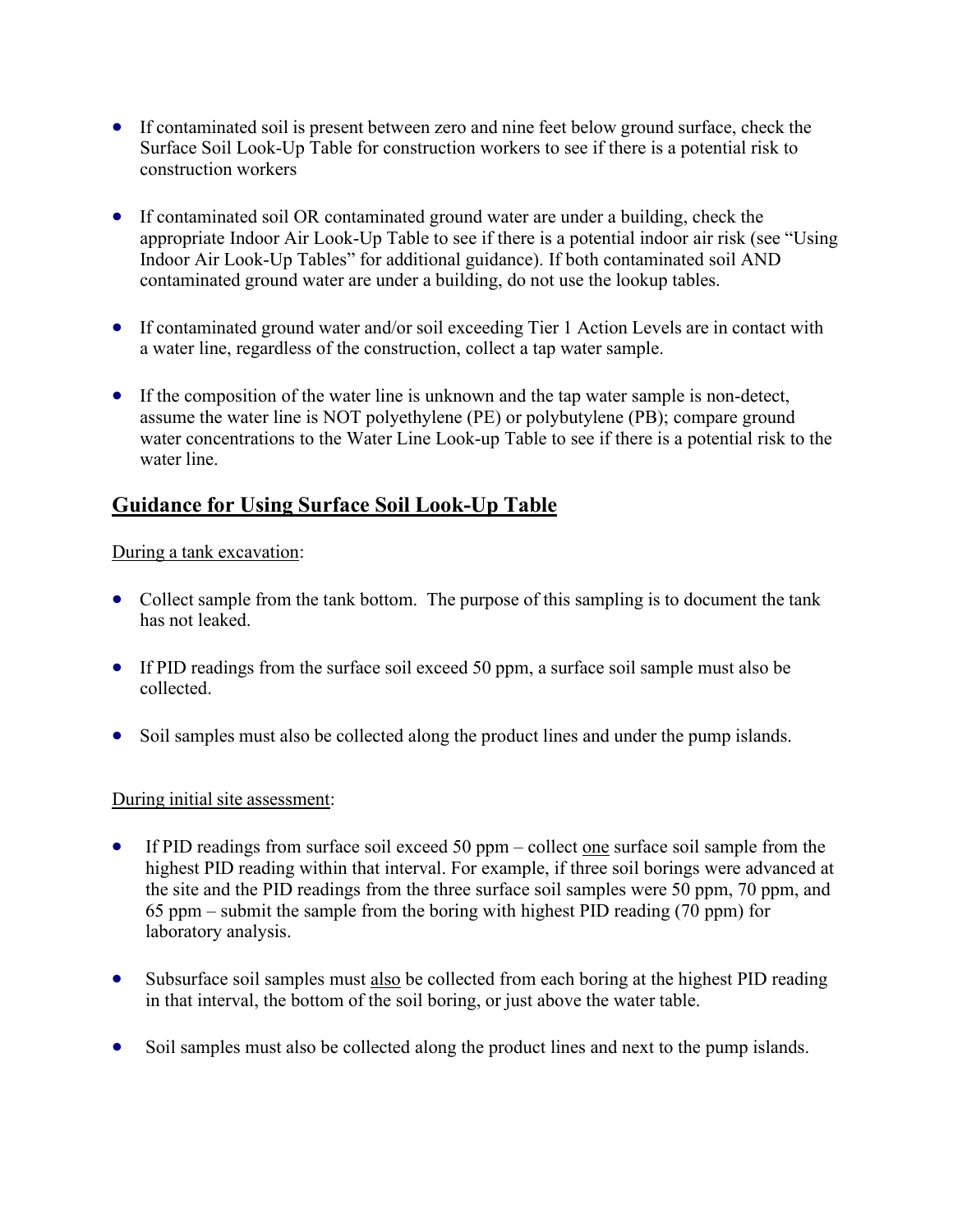- If contaminated soil is present between zero and nine feet below ground surface, check the Surface Soil Look-Up Table for construction workers to see if there is a potential risk to construction workers

- If contaminated soil OR contaminated ground water are under a building, check the appropriate Indoor Air Look-Up Table to see if there is a potential indoor air risk (see "Using Indoor Air Look-Up Tables" for additional guidance). If both contaminated soil AND contaminated ground water are under a building, do not use the lookup tables.

- If contaminated ground water and/or soil exceeding Tier 1 Action Levels are in contact with a water line, regardless of the construction, collect a tap water sample.

- If the composition of the water line is unknown and the tap water sample is non-detect, assume the water line is NOT polyethylene (PE) or polybutylene (PB); compare ground water concentrations to the Water Line Look-up Table to see if there is a potential risk to the water line.

## Guidance for Using Surface Soil Look-Up Table

During a tank excavation:

- Collect sample from the tank bottom. The purpose of this sampling is to document the tank has not leaked.

- If PID readings from the surface soil exceed 50 ppm, a surface soil sample must also be collected.

- Soil samples must also be collected along the product lines and under the pump islands.

During initial site assessment:

- If PID readings from surface soil exceed 50 ppm – collect one surface soil sample from the highest PID reading within that interval. For example, if three soil borings were advanced at the site and the PID readings from the three surface soil samples were 50 ppm, 70 ppm, and 65 ppm – submit the sample from the boring with highest PID reading (70 ppm) for laboratory analysis.

- Subsurface soil samples must also be collected from each boring at the highest PID reading in that interval, the bottom of the soil boring, or just above the water table.

- Soil samples must also be collected along the product lines and next to the pump islands.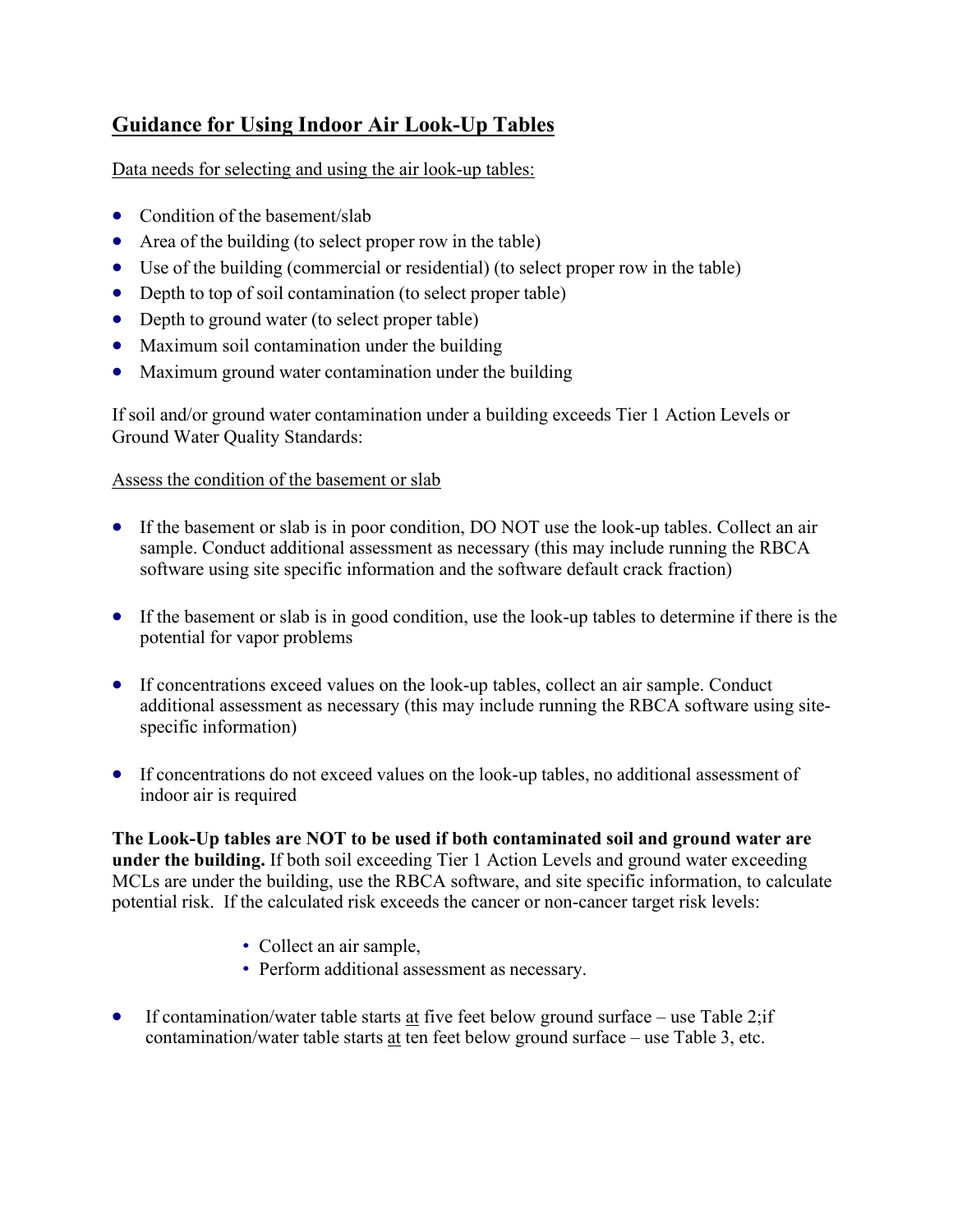## Guidance for Using Indoor Air Look-Up Tables

Data needs for selecting and using the air look-up tables:

- Condition of the basement/slab
- Area of the building (to select proper row in the table)
- Use of the building (commercial or residential) (to select proper row in the table)
- Depth to top of soil contamination (to select proper table)
- Depth to ground water (to select proper table)
- Maximum soil contamination under the building
- Maximum ground water contamination under the building

If soil and/or ground water contamination under a building exceeds Tier 1 Action Levels or Ground Water Quality Standards:

Assess the condition of the basement or slab

- If the basement or slab is in poor condition, DO NOT use the look-up tables. Collect an air sample. Conduct additional assessment as necessary (this may include running the RBCA software using site specific information and the software default crack fraction)

- If the basement or slab is in good condition, use the look-up tables to determine if there is the potential for vapor problems

- If concentrations exceed values on the look-up tables, collect an air sample. Conduct additional assessment as necessary (this may include running the RBCA software using site-specific information)

- If concentrations do not exceed values on the look-up tables, no additional assessment of indoor air is required

**The Look-Up tables are NOT to be used if both contaminated soil and ground water are under the building.** If both soil exceeding Tier 1 Action Levels and ground water exceeding MCLs are under the building, use the RBCA software, and site specific information, to calculate potential risk. If the calculated risk exceeds the cancer or non-cancer target risk levels:

- Collect an air sample,
- Perform additional assessment as necessary.

- If contamination/water table starts at five feet below ground surface – use Table 2;if contamination/water table starts at ten feet below ground surface – use Table 3, etc.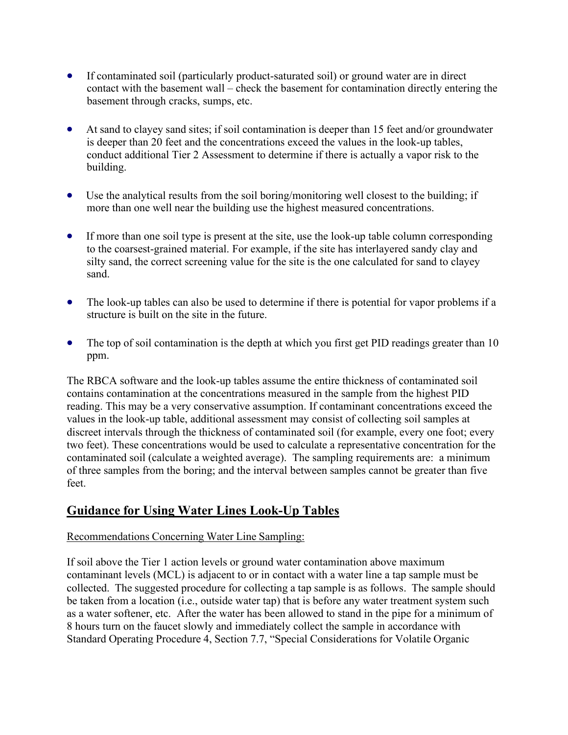- If contaminated soil (particularly product-saturated soil) or ground water are in direct contact with the basement wall – check the basement for contamination directly entering the basement through cracks, sumps, etc.

- At sand to clayey sand sites; if soil contamination is deeper than 15 feet and/or groundwater is deeper than 20 feet and the concentrations exceed the values in the look-up tables, conduct additional Tier 2 Assessment to determine if there is actually a vapor risk to the building.

- Use the analytical results from the soil boring/monitoring well closest to the building; if more than one well near the building use the highest measured concentrations.

- If more than one soil type is present at the site, use the look-up table column corresponding to the coarsest-grained material. For example, if the site has interlayered sandy clay and silty sand, the correct screening value for the site is the one calculated for sand to clayey sand.

- The look-up tables can also be used to determine if there is potential for vapor problems if a structure is built on the site in the future.

- The top of soil contamination is the depth at which you first get PID readings greater than 10 ppm.

The RBCA software and the look-up tables assume the entire thickness of contaminated soil contains contamination at the concentrations measured in the sample from the highest PID reading. This may be a very conservative assumption. If contaminant concentrations exceed the values in the look-up table, additional assessment may consist of collecting soil samples at discreet intervals through the thickness of contaminated soil (for example, every one foot; every two feet). These concentrations would be used to calculate a representative concentration for the contaminated soil (calculate a weighted average). The sampling requirements are: a minimum of three samples from the boring; and the interval between samples cannot be greater than five feet.

## Guidance for Using Water Lines Look-Up Tables

Recommendations Concerning Water Line Sampling:

If soil above the Tier 1 action levels or ground water contamination above maximum contaminant levels (MCL) is adjacent to or in contact with a water line a tap sample must be collected. The suggested procedure for collecting a tap sample is as follows. The sample should be taken from a location (i.e., outside water tap) that is before any water treatment system such as a water softener, etc. After the water has been allowed to stand in the pipe for a minimum of 8 hours turn on the faucet slowly and immediately collect the sample in accordance with Standard Operating Procedure 4, Section 7.7, "Special Considerations for Volatile Organic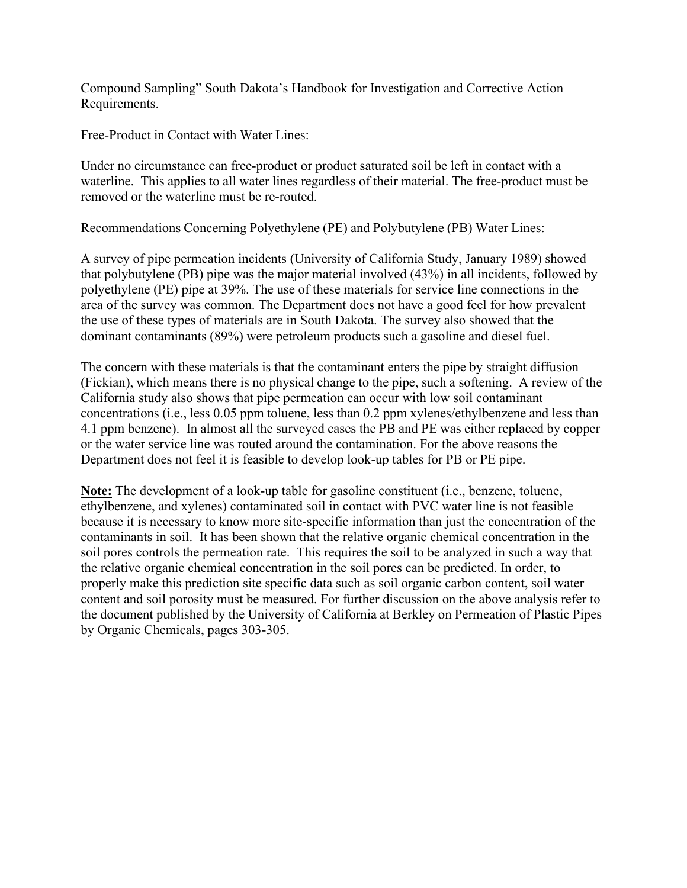Compound Sampling" South Dakota's Handbook for Investigation and Corrective Action Requirements.

Free-Product in Contact with Water Lines:

Under no circumstance can free-product or product saturated soil be left in contact with a waterline. This applies to all water lines regardless of their material. The free-product must be removed or the waterline must be re-routed.

Recommendations Concerning Polyethylene (PE) and Polybutylene (PB) Water Lines:

A survey of pipe permeation incidents (University of California Study, January 1989) showed that polybutylene (PB) pipe was the major material involved (43%) in all incidents, followed by polyethylene (PE) pipe at 39%. The use of these materials for service line connections in the area of the survey was common. The Department does not have a good feel for how prevalent the use of these types of materials are in South Dakota. The survey also showed that the dominant contaminants (89%) were petroleum products such a gasoline and diesel fuel.

The concern with these materials is that the contaminant enters the pipe by straight diffusion (Fickian), which means there is no physical change to the pipe, such a softening. A review of the California study also shows that pipe permeation can occur with low soil contaminant concentrations (i.e., less 0.05 ppm toluene, less than 0.2 ppm xylenes/ethylbenzene and less than 4.1 ppm benzene). In almost all the surveyed cases the PB and PE was either replaced by copper or the water service line was routed around the contamination. For the above reasons the Department does not feel it is feasible to develop look-up tables for PB or PE pipe.

**Note:** The development of a look-up table for gasoline constituent (i.e., benzene, toluene, ethylbenzene, and xylenes) contaminated soil in contact with PVC water line is not feasible because it is necessary to know more site-specific information than just the concentration of the contaminants in soil. It has been shown that the relative organic chemical concentration in the soil pores controls the permeation rate. This requires the soil to be analyzed in such a way that the relative organic chemical concentration in the soil pores can be predicted. In order, to properly make this prediction site specific data such as soil organic carbon content, soil water content and soil porosity must be measured. For further discussion on the above analysis refer to the document published by the University of California at Berkley on Permeation of Plastic Pipes by Organic Chemicals, pages 303-305.